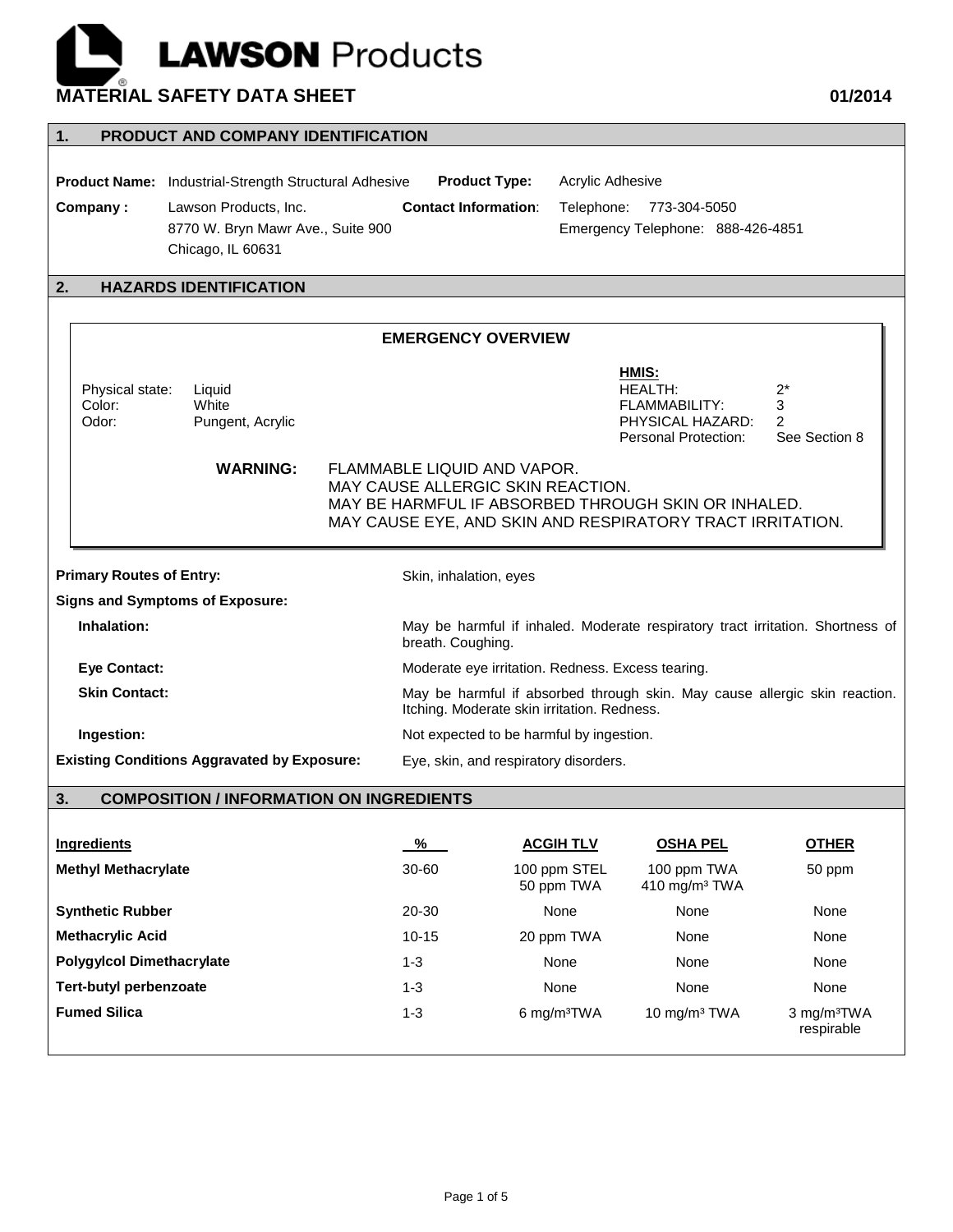# LAWSON Products

## MATERIAL SAFETY DATA SHEET

01/2014

## 1. PRODUCT AND COMPANY IDENTIFICATION

**Product Name:** Industrial-Strength Structural Adhesive

**Product Type:** Acrylic Adhesive

**Company :** Lawson Products, Inc.
8770 W. Bryn Mawr Ave., Suite 900
Chicago, IL 60631

**Contact Information**: Telephone: 773-304-5050
Emergency Telephone: 888-426-4851

## 2. HAZARDS IDENTIFICATION

### EMERGENCY OVERVIEW

Physical state: Liquid
Color: White
Odor: Pungent, Acrylic

**HMIS:**

| | |
|---|---|
| HEALTH: | 2* |
| FLAMMABILITY: | 3 |
| PHYSICAL HAZARD: | 2 |
| Personal Protection: | See Section 8 |

**WARNING:** FLAMMABLE LIQUID AND VAPOR.
MAY CAUSE ALLERGIC SKIN REACTION.
MAY BE HARMFUL IF ABSORBED THROUGH SKIN OR INHALED.
MAY CAUSE EYE, AND SKIN AND RESPIRATORY TRACT IRRITATION.

**Primary Routes of Entry:** Skin, inhalation, eyes

**Signs and Symptoms of Exposure:**

**Inhalation:** May be harmful if inhaled. Moderate respiratory tract irritation. Shortness of breath. Coughing.

**Eye Contact:** Moderate eye irritation. Redness. Excess tearing.

**Skin Contact:** May be harmful if absorbed through skin. May cause allergic skin reaction. Itching. Moderate skin irritation. Redness.

**Ingestion:** Not expected to be harmful by ingestion.

**Existing Conditions Aggravated by Exposure:** Eye, skin, and respiratory disorders.

## 3. COMPOSITION / INFORMATION ON INGREDIENTS

| Ingredients | % | ACGIH TLV | OSHA PEL | OTHER |
|---|---|---|---|---|
| **Methyl Methacrylate** | 30-60 | 100 ppm STEL<br>50 ppm TWA | 100 ppm TWA<br>410 mg/m³ TWA | 50 ppm |
| **Synthetic Rubber** | 20-30 | None | None | None |
| **Methacrylic Acid** | 10-15 | 20 ppm TWA | None | None |
| **Polygylcol Dimethacrylate** | 1-3 | None | None | None |
| **Tert-butyl perbenzoate** | 1-3 | None | None | None |
| **Fumed Silica** | 1-3 | 6 mg/m³TWA | 10 mg/m³ TWA | 3 mg/m³TWA respirable |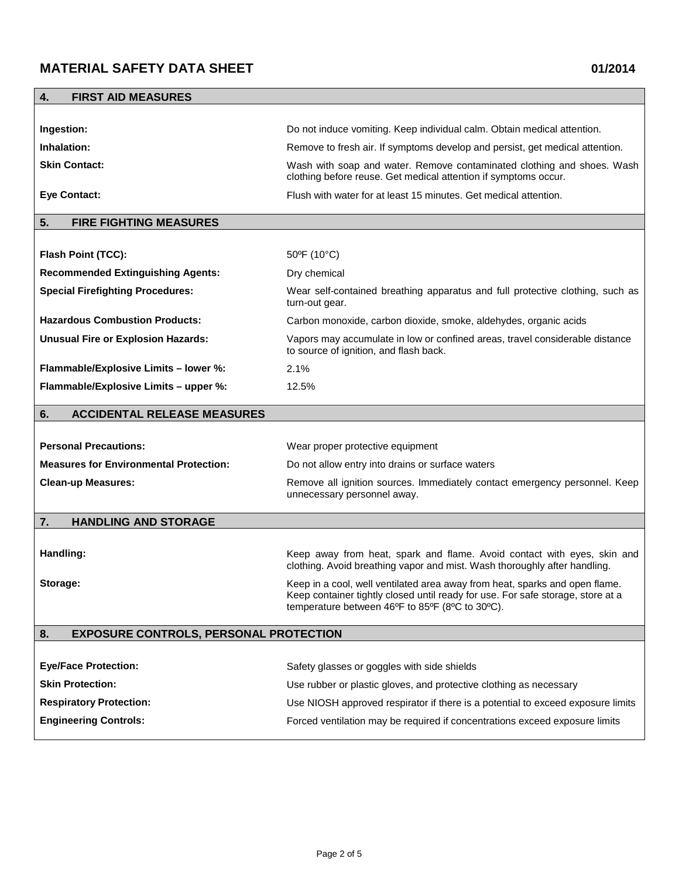## 4. FIRST AID MEASURES

| | |
|---|---|
| **Ingestion:** | Do not induce vomiting. Keep individual calm. Obtain medical attention. |
| **Inhalation:** | Remove to fresh air. If symptoms develop and persist, get medical attention. |
| **Skin Contact:** | Wash with soap and water. Remove contaminated clothing and shoes. Wash clothing before reuse. Get medical attention if symptoms occur. |
| **Eye Contact:** | Flush with water for at least 15 minutes. Get medical attention. |

## 5. FIRE FIGHTING MEASURES

| | |
|---|---|
| **Flash Point (TCC):** | 50ºF (10°C) |
| **Recommended Extinguishing Agents:** | Dry chemical |
| **Special Firefighting Procedures:** | Wear self-contained breathing apparatus and full protective clothing, such as turn-out gear. |
| **Hazardous Combustion Products:** | Carbon monoxide, carbon dioxide, smoke, aldehydes, organic acids |
| **Unusual Fire or Explosion Hazards:** | Vapors may accumulate in low or confined areas, travel considerable distance to source of ignition, and flash back. |
| **Flammable/Explosive Limits – lower %:** | 2.1% |
| **Flammable/Explosive Limits – upper %:** | 12.5% |

## 6. ACCIDENTAL RELEASE MEASURES

| | |
|---|---|
| **Personal Precautions:** | Wear proper protective equipment |
| **Measures for Environmental Protection:** | Do not allow entry into drains or surface waters |
| **Clean-up Measures:** | Remove all ignition sources. Immediately contact emergency personnel. Keep unnecessary personnel away. |

## 7. HANDLING AND STORAGE

| | |
|---|---|
| **Handling:** | Keep away from heat, spark and flame. Avoid contact with eyes, skin and clothing. Avoid breathing vapor and mist. Wash thoroughly after handling. |
| **Storage:** | Keep in a cool, well ventilated area away from heat, sparks and open flame. Keep container tightly closed until ready for use. For safe storage, store at a temperature between 46ºF to 85ºF (8ºC to 30ºC). |

## 8. EXPOSURE CONTROLS, PERSONAL PROTECTION

| | |
|---|---|
| **Eye/Face Protection:** | Safety glasses or goggles with side shields |
| **Skin Protection:** | Use rubber or plastic gloves, and protective clothing as necessary |
| **Respiratory Protection:** | Use NIOSH approved respirator if there is a potential to exceed exposure limits |
| **Engineering Controls:** | Forced ventilation may be required if concentrations exceed exposure limits |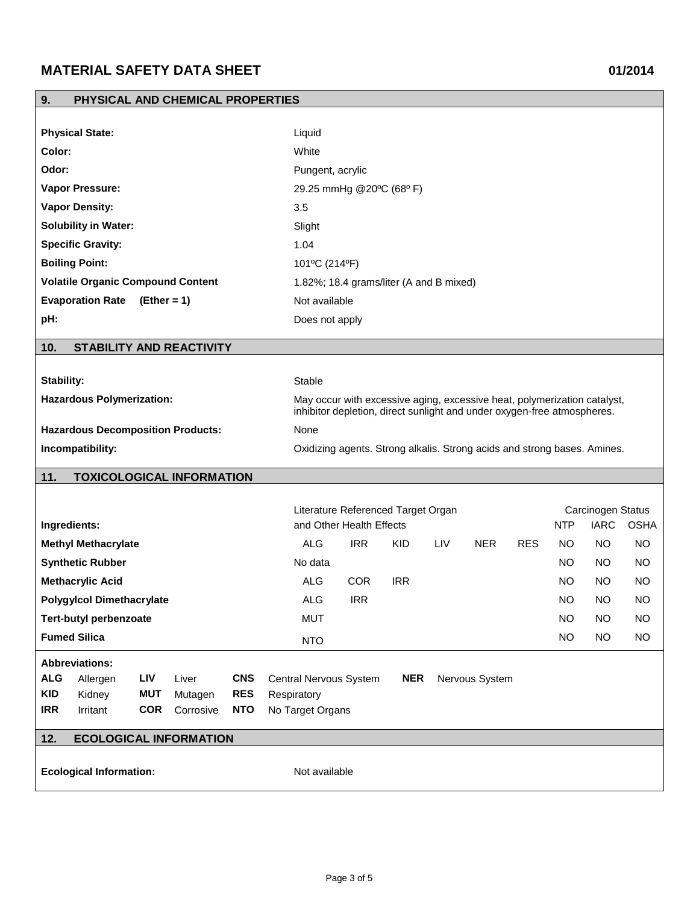# MATERIAL SAFETY DATA SHEET

01/2014

## 9. PHYSICAL AND CHEMICAL PROPERTIES

| | |
|---|---|
| **Physical State:** | Liquid |
| **Color:** | White |
| **Odor:** | Pungent, acrylic |
| **Vapor Pressure:** | 29.25 mmHg @20ºC (68º F) |
| **Vapor Density:** | 3.5 |
| **Solubility in Water:** | Slight |
| **Specific Gravity:** | 1.04 |
| **Boiling Point:** | 101ºC (214ºF) |
| **Volatile Organic Compound Content** | 1.82%; 18.4 grams/liter (A and B mixed) |
| **Evaporation Rate (Ether = 1)** | Not available |
| **pH:** | Does not apply |

## 10. STABILITY AND REACTIVITY

| | |
|---|---|
| **Stability:** | Stable |
| **Hazardous Polymerization:** | May occur with excessive aging, excessive heat, polymerization catalyst, inhibitor depletion, direct sunlight and under oxygen-free atmospheres. |
| **Hazardous Decomposition Products:** | None |
| **Incompatibility:** | Oxidizing agents. Strong alkalis. Strong acids and strong bases. Amines. |

## 11. TOXICOLOGICAL INFORMATION

| Ingredients: | Literature Referenced Target Organ and Other Health Effects | | | | | | Carcinogen Status NTP | IARC | OSHA |
|---|---|---|---|---|---|---|---|---|---|
| **Methyl Methacrylate** | ALG | IRR | KID | LIV | NER | RES | NO | NO | NO |
| **Synthetic Rubber** | No data | | | | | | NO | NO | NO |
| **Methacrylic Acid** | ALG | COR | IRR | | | | NO | NO | NO |
| **Polygylcol Dimethacrylate** | ALG | IRR | | | | | NO | NO | NO |
| **Tert-butyl perbenzoate** | MUT | | | | | | NO | NO | NO |
| **Fumed Silica** | NTO | | | | | | NO | NO | NO |

**Abbreviations:**

| | | | | | | | |
|---|---|---|---|---|---|---|---|
| **ALG** | Allergen | **LIV** | Liver | **CNS** | Central Nervous System | **NER** | Nervous System |
| **KID** | Kidney | **MUT** | Mutagen | **RES** | Respiratory | | |
| **IRR** | Irritant | **COR** | Corrosive | **NTO** | No Target Organs | | |

## 12. ECOLOGICAL INFORMATION

| | |
|---|---|
| **Ecological Information:** | Not available |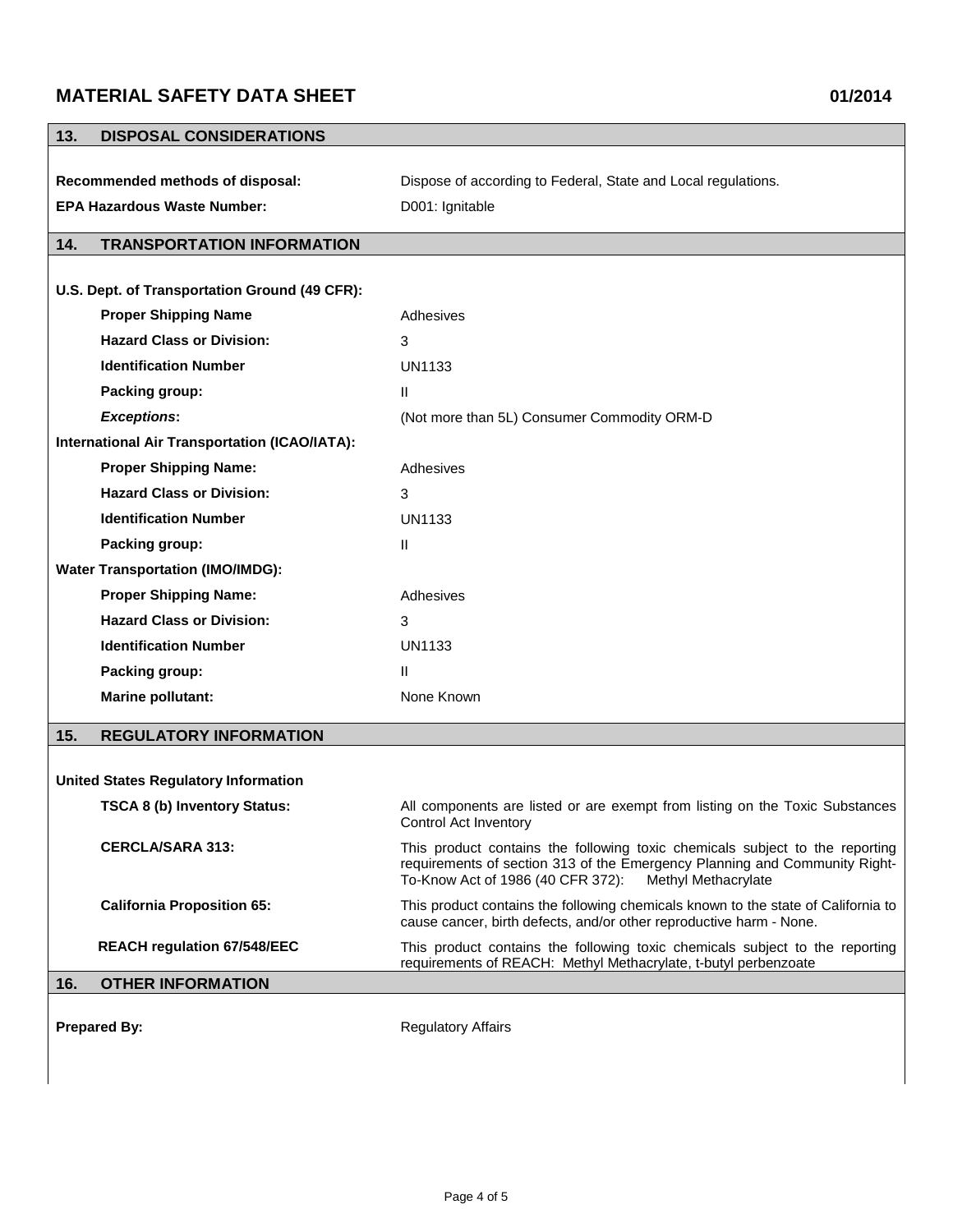## 13. DISPOSAL CONSIDERATIONS

| | |
|---|---|
| **Recommended methods of disposal:** | Dispose of according to Federal, State and Local regulations. |
| **EPA Hazardous Waste Number:** | D001: Ignitable |

## 14. TRANSPORTATION INFORMATION

**U.S. Dept. of Transportation Ground (49 CFR):**

| | |
|---|---|
| **Proper Shipping Name** | Adhesives |
| **Hazard Class or Division:** | 3 |
| **Identification Number** | UN1133 |
| **Packing group:** | II |
| ***Exceptions*:** | (Not more than 5L) Consumer Commodity ORM-D |

**International Air Transportation (ICAO/IATA):**

| | |
|---|---|
| **Proper Shipping Name:** | Adhesives |
| **Hazard Class or Division:** | 3 |
| **Identification Number** | UN1133 |
| **Packing group:** | II |

**Water Transportation (IMO/IMDG):**

| | |
|---|---|
| **Proper Shipping Name:** | Adhesives |
| **Hazard Class or Division:** | 3 |
| **Identification Number** | UN1133 |
| **Packing group:** | II |
| **Marine pollutant:** | None Known |

## 15. REGULATORY INFORMATION

**United States Regulatory Information**

| | |
|---|---|
| **TSCA 8 (b) Inventory Status:** | All components are listed or are exempt from listing on the Toxic Substances Control Act Inventory |
| **CERCLA/SARA 313:** | This product contains the following toxic chemicals subject to the reporting requirements of section 313 of the Emergency Planning and Community Right-To-Know Act of 1986 (40 CFR 372): Methyl Methacrylate |
| **California Proposition 65:** | This product contains the following chemicals known to the state of California to cause cancer, birth defects, and/or other reproductive harm - None. |
| **REACH regulation 67/548/EEC** | This product contains the following toxic chemicals subject to the reporting requirements of REACH: Methyl Methacrylate, t-butyl perbenzoate |

## 16. OTHER INFORMATION

**Prepared By:** Regulatory Affairs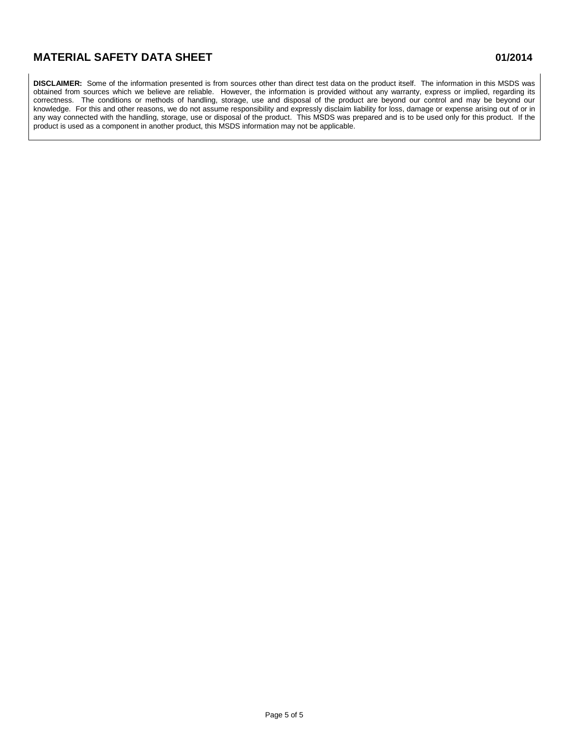**DISCLAIMER:** Some of the information presented is from sources other than direct test data on the product itself. The information in this MSDS was obtained from sources which we believe are reliable. However, the information is provided without any warranty, express or implied, regarding its correctness. The conditions or methods of handling, storage, use and disposal of the product are beyond our control and may be beyond our knowledge. For this and other reasons, we do not assume responsibility and expressly disclaim liability for loss, damage or expense arising out of or in any way connected with the handling, storage, use or disposal of the product. This MSDS was prepared and is to be used only for this product. If the product is used as a component in another product, this MSDS information may not be applicable.